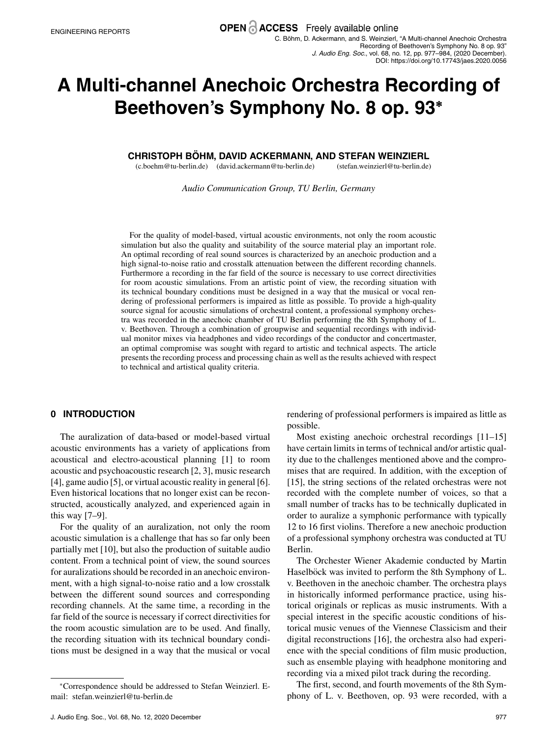# A Multi-channel Anechoic Orchestra Recording of Beethoven's Symphony No. 8 op. 93*

**CHRISTOPH BÖHM, DAVID ACKERMANN, AND STEFAN WEINZIERL**
(c.boehm@tu-berlin.de) (david.ackermann@tu-berlin.de) (stefan.weinzierl@tu-berlin.de)

*Audio Communication Group, TU Berlin, Germany*

For the quality of model-based, virtual acoustic environments, not only the room acoustic simulation but also the quality and suitability of the source material play an important role. An optimal recording of real sound sources is characterized by an anechoic production and a high signal-to-noise ratio and crosstalk attenuation between the different recording channels. Furthermore a recording in the far field of the source is necessary to use correct directivities for room acoustic simulations. From an artistic point of view, the recording situation with its technical boundary conditions must be designed in a way that the musical or vocal rendering of professional performers is impaired as little as possible. To provide a high-quality source signal for acoustic simulations of orchestral content, a professional symphony orchestra was recorded in the anechoic chamber of TU Berlin performing the 8th Symphony of L. v. Beethoven. Through a combination of groupwise and sequential recordings with individual monitor mixes via headphones and video recordings of the conductor and concertmaster, an optimal compromise was sought with regard to artistic and technical aspects. The article presents the recording process and processing chain as well as the results achieved with respect to technical and artistical quality criteria.

## 0 INTRODUCTION

The auralization of data-based or model-based virtual acoustic environments has a variety of applications from acoustical and electro-acoustical planning [1] to room acoustic and psychoacoustic research [2, 3], music research [4], game audio [5], or virtual acoustic reality in general [6]. Even historical locations that no longer exist can be reconstructed, acoustically analyzed, and experienced again in this way [7–9].

For the quality of an auralization, not only the room acoustic simulation is a challenge that has so far only been partially met [10], but also the production of suitable audio content. From a technical point of view, the sound sources for auralizations should be recorded in an anechoic environment, with a high signal-to-noise ratio and a low crosstalk between the different sound sources and corresponding recording channels. At the same time, a recording in the far field of the source is necessary if correct directivities for the room acoustic simulation are to be used. And finally, the recording situation with its technical boundary conditions must be designed in a way that the musical or vocal rendering of professional performers is impaired as little as possible.

Most existing anechoic orchestral recordings [11–15] have certain limits in terms of technical and/or artistic quality due to the challenges mentioned above and the compromises that are required. In addition, with the exception of [15], the string sections of the related orchestras were not recorded with the complete number of voices, so that a small number of tracks has to be technically duplicated in order to auralize a symphonic performance with typically 12 to 16 first violins. Therefore a new anechoic production of a professional symphony orchestra was conducted at TU Berlin.

The Orchester Wiener Akademie conducted by Martin Haselböck was invited to perform the 8th Symphony of L. v. Beethoven in the anechoic chamber. The orchestra plays in historically informed performance practice, using historical originals or replicas as music instruments. With a special interest in the specific acoustic conditions of historical music venues of the Viennese Classicism and their digital reconstructions [16], the orchestra also had experience with the special conditions of film music production, such as ensemble playing with headphone monitoring and recording via a mixed pilot track during the recording.

The first, second, and fourth movements of the 8th Symphony of L. v. Beethoven, op. 93 were recorded, with a

*Correspondence should be addressed to Stefan Weinzierl. E-mail: stefan.weinzierl@tu-berlin.de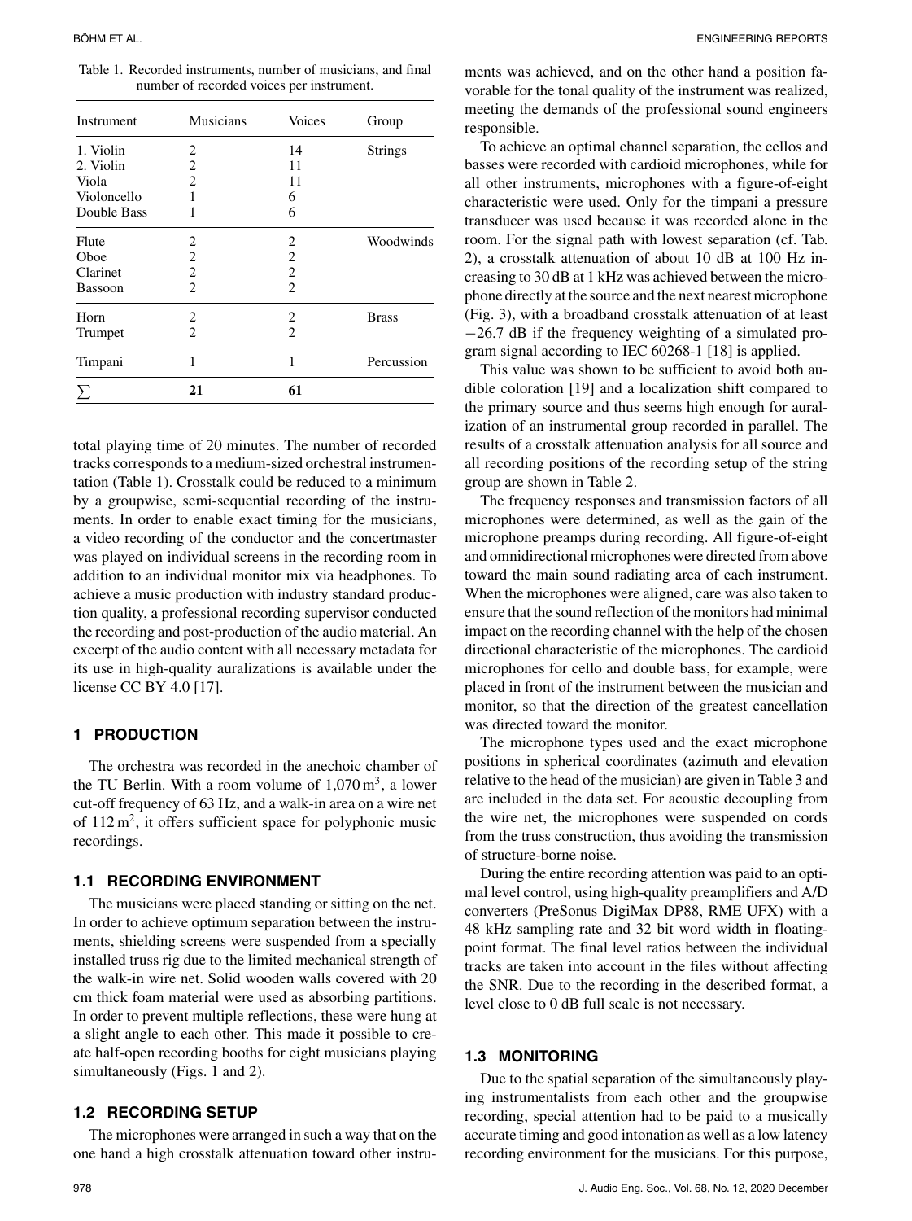Table 1. Recorded instruments, number of musicians, and final number of recorded voices per instrument.

| Instrument | Musicians | Voices | Group |
|---|---|---|---|
| 1. Violin | 2 | 14 | Strings |
| 2. Violin | 2 | 11 | |
| Viola | 2 | 11 | |
| Violoncello | 1 | 6 | |
| Double Bass | 1 | 6 | |
| Flute | 2 | 2 | Woodwinds |
| Oboe | 2 | 2 | |
| Clarinet | 2 | 2 | |
| Bassoon | 2 | 2 | |
| Horn | 2 | 2 | Brass |
| Trumpet | 2 | 2 | |
| Timpani | 1 | 1 | Percussion |
| $\sum$ | **21** | **61** | |

total playing time of 20 minutes. The number of recorded tracks corresponds to a medium-sized orchestral instrumentation (Table 1). Crosstalk could be reduced to a minimum by a groupwise, semi-sequential recording of the instruments. In order to enable exact timing for the musicians, a video recording of the conductor and the concertmaster was played on individual screens in the recording room in addition to an individual monitor mix via headphones. To achieve a music production with industry standard production quality, a professional recording supervisor conducted the recording and post-production of the audio material. An excerpt of the audio content with all necessary metadata for its use in high-quality auralizations is available under the license CC BY 4.0 [17].

## 1 PRODUCTION

The orchestra was recorded in the anechoic chamber of the TU Berlin. With a room volume of $1{,}070\,\text{m}^3$, a lower cut-off frequency of 63 Hz, and a walk-in area on a wire net of $112\,\text{m}^2$, it offers sufficient space for polyphonic music recordings.

### 1.1 RECORDING ENVIRONMENT

The musicians were placed standing or sitting on the net. In order to achieve optimum separation between the instruments, shielding screens were suspended from a specially installed truss rig due to the limited mechanical strength of the walk-in wire net. Solid wooden walls covered with 20 cm thick foam material were used as absorbing partitions. In order to prevent multiple reflections, these were hung at a slight angle to each other. This made it possible to create half-open recording booths for eight musicians playing simultaneously (Figs. 1 and 2).

### 1.2 RECORDING SETUP

The microphones were arranged in such a way that on the one hand a high crosstalk attenuation toward other instruments was achieved, and on the other hand a position favorable for the tonal quality of the instrument was realized, meeting the demands of the professional sound engineers responsible.

To achieve an optimal channel separation, the cellos and basses were recorded with cardioid microphones, while for all other instruments, microphones with a figure-of-eight characteristic were used. Only for the timpani a pressure transducer was used because it was recorded alone in the room. For the signal path with lowest separation (cf. Tab. 2), a crosstalk attenuation of about 10 dB at 100 Hz increasing to 30 dB at 1 kHz was achieved between the microphone directly at the source and the next nearest microphone (Fig. 3), with a broadband crosstalk attenuation of at least −26.7 dB if the frequency weighting of a simulated program signal according to IEC 60268-1 [18] is applied.

This value was shown to be sufficient to avoid both audible coloration [19] and a localization shift compared to the primary source and thus seems high enough for auralization of an instrumental group recorded in parallel. The results of a crosstalk attenuation analysis for all source and all recording positions of the recording setup of the string group are shown in Table 2.

The frequency responses and transmission factors of all microphones were determined, as well as the gain of the microphone preamps during recording. All figure-of-eight and omnidirectional microphones were directed from above toward the main sound radiating area of each instrument. When the microphones were aligned, care was also taken to ensure that the sound reflection of the monitors had minimal impact on the recording channel with the help of the chosen directional characteristic of the microphones. The cardioid microphones for cello and double bass, for example, were placed in front of the instrument between the musician and monitor, so that the direction of the greatest cancellation was directed toward the monitor.

The microphone types used and the exact microphone positions in spherical coordinates (azimuth and elevation relative to the head of the musician) are given in Table 3 and are included in the data set. For acoustic decoupling from the wire net, the microphones were suspended on cords from the truss construction, thus avoiding the transmission of structure-borne noise.

During the entire recording attention was paid to an optimal level control, using high-quality preamplifiers and A/D converters (PreSonus DigiMax DP88, RME UFX) with a 48 kHz sampling rate and 32 bit word width in floating-point format. The final level ratios between the individual tracks are taken into account in the files without affecting the SNR. Due to the recording in the described format, a level close to 0 dB full scale is not necessary.

### 1.3 MONITORING

Due to the spatial separation of the simultaneously playing instrumentalists from each other and the groupwise recording, special attention had to be paid to a musically accurate timing and good intonation as well as a low latency recording environment for the musicians. For this purpose,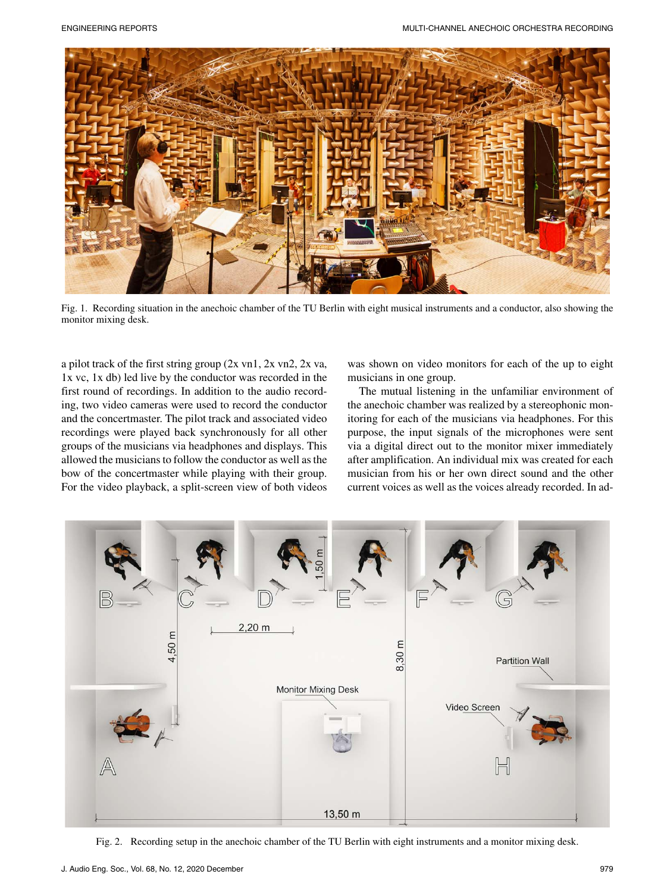Fig. 1. Recording situation in the anechoic chamber of the TU Berlin with eight musical instruments and a conductor, also showing the monitor mixing desk.

a pilot track of the first string group (2x vn1, 2x vn2, 2x va, 1x vc, 1x db) led live by the conductor was recorded in the first round of recordings. In addition to the audio recording, two video cameras were used to record the conductor and the concertmaster. The pilot track and associated video recordings were played back synchronously for all other groups of the musicians via headphones and displays. This allowed the musicians to follow the conductor as well as the bow of the concertmaster while playing with their group. For the video playback, a split-screen view of both videos was shown on video monitors for each of the up to eight musicians in one group.

The mutual listening in the unfamiliar environment of the anechoic chamber was realized by a stereophonic monitoring for each of the musicians via headphones. For this purpose, the input signals of the microphones were sent via a digital direct out to the monitor mixer immediately after amplification. An individual mix was created for each musician from his or her own direct sound and the other current voices as well as the voices already recorded. In ad-

Fig. 2. Recording setup in the anechoic chamber of the TU Berlin with eight instruments and a monitor mixing desk.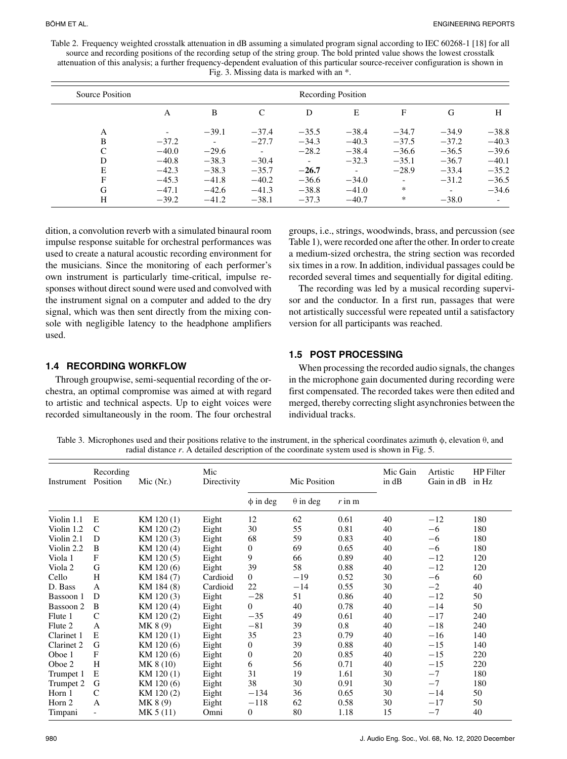Table 2. Frequency weighted crosstalk attenuation in dB assuming a simulated program signal according to IEC 60268-1 [18] for all source and recording positions of the recording setup of the string group. The bold printed value shows the lowest crosstalk attenuation of this analysis; a further frequency-dependent evaluation of this particular source-receiver configuration is shown in Fig. 3. Missing data is marked with an *.

| Source Position | Recording Position | | | | | | | |
|---|---|---|---|---|---|---|---|---|
| | A | B | C | D | E | F | G | H |
| A | - | −39.1 | −37.4 | −35.5 | −38.4 | −34.7 | −34.9 | −38.8 |
| B | −37.2 | - | −27.7 | −34.3 | −40.3 | −37.5 | −37.2 | −40.3 |
| C | −40.0 | −29.6 | - | −28.2 | −38.4 | −36.6 | −36.5 | −39.6 |
| D | −40.8 | −38.3 | −30.4 | - | −32.3 | −35.1 | −36.7 | −40.1 |
| E | −42.3 | −38.3 | −35.7 | **−26.7** | - | −28.9 | −33.4 | −35.2 |
| F | −45.3 | −41.8 | −40.2 | −36.6 | −34.0 | - | −31.2 | −36.5 |
| G | −47.1 | −42.6 | −41.3 | −38.8 | −41.0 | * | - | −34.6 |
| H | −39.2 | −41.2 | −38.1 | −37.3 | −40.7 | * | −38.0 | - |

dition, a convolution reverb with a simulated binaural room impulse response suitable for orchestral performances was used to create a natural acoustic recording environment for the musicians. Since the monitoring of each performer's own instrument is particularly time-critical, impulse responses without direct sound were used and convolved with the instrument signal on a computer and added to the dry signal, which was then sent directly from the mixing console with negligible latency to the headphone amplifiers used.

### 1.4 RECORDING WORKFLOW

Through groupwise, semi-sequential recording of the orchestra, an optimal compromise was aimed at with regard to artistic and technical aspects. Up to eight voices were recorded simultaneously in the room. The four orchestral groups, i.e., strings, woodwinds, brass, and percussion (see Table 1), were recorded one after the other. In order to create a medium-sized orchestra, the string section was recorded six times in a row. In addition, individual passages could be recorded several times and sequentially for digital editing.

The recording was led by a musical recording supervisor and the conductor. In a first run, passages that were not artistically successful were repeated until a satisfactory version for all participants was reached.

### 1.5 POST PROCESSING

When processing the recorded audio signals, the changes in the microphone gain documented during recording were first compensated. The recorded takes were then edited and merged, thereby correcting slight asynchronies between the individual tracks.

Table 3. Microphones used and their positions relative to the instrument, in the spherical coordinates azimuth $\phi$, elevation $\theta$, and radial distance $r$. A detailed description of the coordinate system used is shown in Fig. 5.

| Instrument | Recording Position | Mic (Nr.) | Mic Directivity | Mic Position | | | Mic Gain in dB | Artistic Gain in dB | HP Filter in Hz |
|---|---|---|---|---|---|---|---|---|---|
| | | | | $\phi$ in deg | $\theta$ in deg | $r$ in m | | | |
| Violin 1.1 | E | KM 120 (1) | Eight | 12 | 62 | 0.61 | 40 | −12 | 180 |
| Violin 1.2 | C | KM 120 (2) | Eight | 30 | 55 | 0.81 | 40 | −6 | 180 |
| Violin 2.1 | D | KM 120 (3) | Eight | 68 | 59 | 0.83 | 40 | −6 | 180 |
| Violin 2.2 | B | KM 120 (4) | Eight | 0 | 69 | 0.65 | 40 | −6 | 180 |
| Viola 1 | F | KM 120 (5) | Eight | 9 | 66 | 0.89 | 40 | −12 | 120 |
| Viola 2 | G | KM 120 (6) | Eight | 39 | 58 | 0.88 | 40 | −12 | 120 |
| Cello | H | KM 184 (7) | Cardioid | 0 | −19 | 0.52 | 30 | −6 | 60 |
| D. Bass | A | KM 184 (8) | Cardioid | 22 | −14 | 0.55 | 30 | −2 | 40 |
| Bassoon 1 | D | KM 120 (3) | Eight | −28 | 51 | 0.86 | 40 | −12 | 50 |
| Bassoon 2 | B | KM 120 (4) | Eight | 0 | 40 | 0.78 | 40 | −14 | 50 |
| Flute 1 | C | KM 120 (2) | Eight | −35 | 49 | 0.61 | 40 | −17 | 240 |
| Flute 2 | A | MK 8 (9) | Eight | −81 | 39 | 0.8 | 40 | −18 | 240 |
| Clarinet 1 | E | KM 120 (1) | Eight | 35 | 23 | 0.79 | 40 | −16 | 140 |
| Clarinet 2 | G | KM 120 (6) | Eight | 0 | 39 | 0.88 | 40 | −15 | 140 |
| Oboe 1 | F | KM 120 (6) | Eight | 0 | 20 | 0.85 | 40 | −15 | 220 |
| Oboe 2 | H | MK 8 (10) | Eight | 6 | 56 | 0.71 | 40 | −15 | 220 |
| Trumpet 1 | E | KM 120 (1) | Eight | 31 | 19 | 1.61 | 30 | −7 | 180 |
| Trumpet 2 | G | KM 120 (6) | Eight | 38 | 30 | 0.91 | 30 | −7 | 180 |
| Horn 1 | C | KM 120 (2) | Eight | −134 | 36 | 0.65 | 30 | −14 | 50 |
| Horn 2 | A | MK 8 (9) | Eight | −118 | 62 | 0.58 | 30 | −17 | 50 |
| Timpani | - | MK 5 (11) | Omni | 0 | 80 | 1.18 | 15 | −7 | 40 |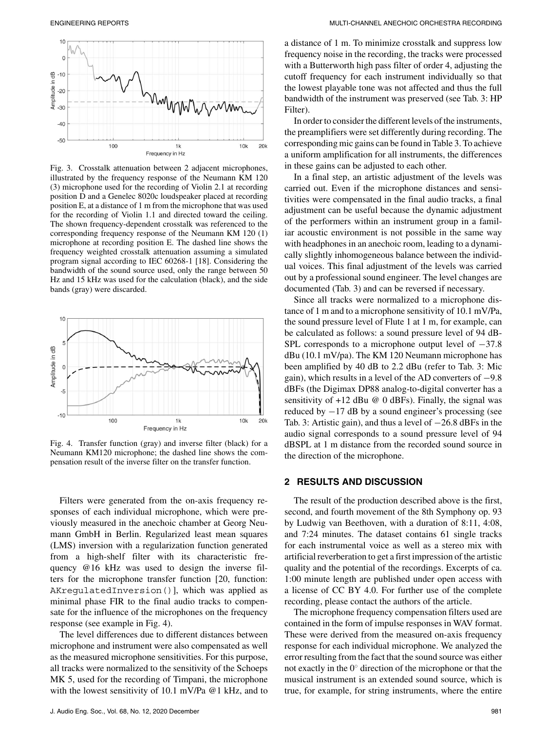Fig. 3. Crosstalk attenuation between 2 adjacent microphones, illustrated by the frequency response of the Neumann KM 120 (3) microphone used for the recording of Violin 2.1 at recording position D and a Genelec 8020c loudspeaker placed at recording position E, at a distance of 1 m from the microphone that was used for the recording of Violin 1.1 and directed toward the ceiling. The shown frequency-dependent crosstalk was referenced to the corresponding frequency response of the Neumann KM 120 (1) microphone at recording position E. The dashed line shows the frequency weighted crosstalk attenuation assuming a simulated program signal according to IEC 60268-1 [18]. Considering the bandwidth of the sound source used, only the range between 50 Hz and 15 kHz was used for the calculation (black), and the side bands (gray) were discarded.

Fig. 4. Transfer function (gray) and inverse filter (black) for a Neumann KM120 microphone; the dashed line shows the compensation result of the inverse filter on the transfer function.

Filters were generated from the on-axis frequency responses of each individual microphone, which were previously measured in the anechoic chamber at Georg Neumann GmbH in Berlin. Regularized least mean squares (LMS) inversion with a regularization function generated from a high-shelf filter with its characteristic frequency @16 kHz was used to design the inverse filters for the microphone transfer function [20, function: `AKregulatedInversion()`], which was applied as minimal phase FIR to the final audio tracks to compensate for the influence of the microphones on the frequency response (see example in Fig. 4).

The level differences due to different distances between microphone and instrument were also compensated as well as the measured microphone sensitivities. For this purpose, all tracks were normalized to the sensitivity of the Schoeps MK 5, used for the recording of Timpani, the microphone with the lowest sensitivity of 10.1 mV/Pa @1 kHz, and to a distance of 1 m. To minimize crosstalk and suppress low frequency noise in the recording, the tracks were processed with a Butterworth high pass filter of order 4, adjusting the cutoff frequency for each instrument individually so that the lowest playable tone was not affected and thus the full bandwidth of the instrument was preserved (see Tab. 3: HP Filter).

In order to consider the different levels of the instruments, the preamplifiers were set differently during recording. The corresponding mic gains can be found in Table 3. To achieve a uniform amplification for all instruments, the differences in these gains can be adjusted to each other.

In a final step, an artistic adjustment of the levels was carried out. Even if the microphone distances and sensitivities were compensated in the final audio tracks, a final adjustment can be useful because the dynamic adjustment of the performers within an instrument group in a familiar acoustic environment is not possible in the same way with headphones in an anechoic room, leading to a dynamically slightly inhomogeneous balance between the individual voices. This final adjustment of the levels was carried out by a professional sound engineer. The level changes are documented (Tab. 3) and can be reversed if necessary.

Since all tracks were normalized to a microphone distance of 1 m and to a microphone sensitivity of 10.1 mV/Pa, the sound pressure level of Flute 1 at 1 m, for example, can be calculated as follows: a sound pressure level of 94 dB-SPL corresponds to a microphone output level of −37.8 dBu (10.1 mV/pa). The KM 120 Neumann microphone has been amplified by 40 dB to 2.2 dBu (refer to Tab. 3: Mic gain), which results in a level of the AD converters of −9.8 dBFs (the Digimax DP88 analog-to-digital converter has a sensitivity of +12 dBu @ 0 dBFs). Finally, the signal was reduced by −17 dB by a sound engineer's processing (see Tab. 3: Artistic gain), and thus a level of −26.8 dBFs in the audio signal corresponds to a sound pressure level of 94 dBSPL at 1 m distance from the recorded sound source in the direction of the microphone.

## 2 RESULTS AND DISCUSSION

The result of the production described above is the first, second, and fourth movement of the 8th Symphony op. 93 by Ludwig van Beethoven, with a duration of 8:11, 4:08, and 7:24 minutes. The dataset contains 61 single tracks for each instrumental voice as well as a stereo mix with artificial reverberation to get a first impression of the artistic quality and the potential of the recordings. Excerpts of ca. 1:00 minute length are published under open access with a license of CC BY 4.0. For further use of the complete recording, please contact the authors of the article.

The microphone frequency compensation filters used are contained in the form of impulse responses in WAV format. These were derived from the measured on-axis frequency response for each individual microphone. We analyzed the error resulting from the fact that the sound source was either not exactly in the 0° direction of the microphone or that the musical instrument is an extended sound source, which is true, for example, for string instruments, where the entire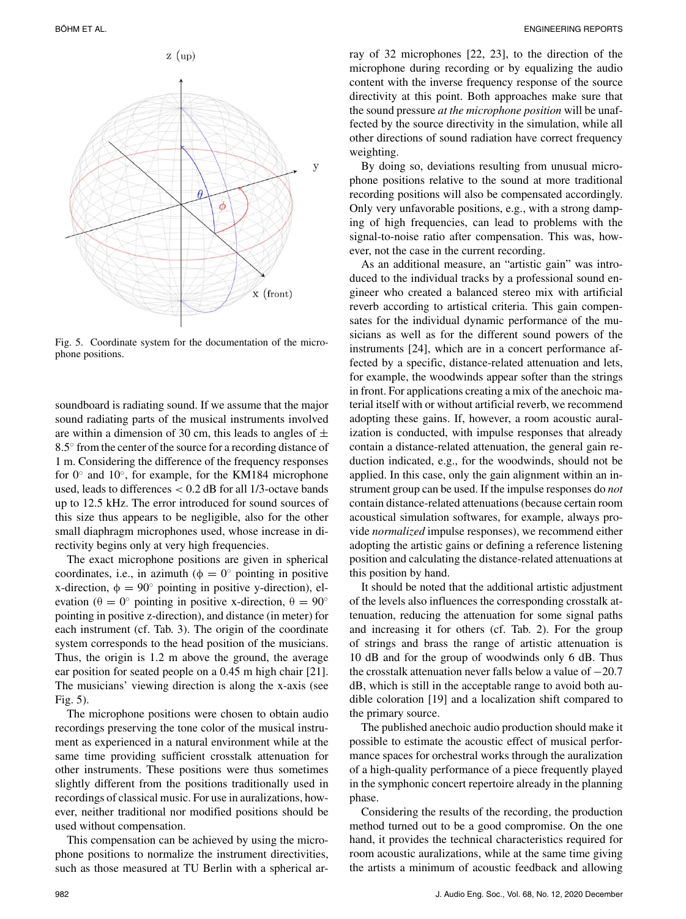Fig. 5. Coordinate system for the documentation of the microphone positions.

soundboard is radiating sound. If we assume that the major sound radiating parts of the musical instruments involved are within a dimension of 30 cm, this leads to angles of $\pm$ 8.5° from the center of the source for a recording distance of 1 m. Considering the difference of the frequency responses for 0° and 10°, for example, for the KM184 microphone used, leads to differences < 0.2 dB for all 1/3-octave bands up to 12.5 kHz. The error introduced for sound sources of this size thus appears to be negligible, also for the other small diaphragm microphones used, whose increase in directivity begins only at very high frequencies.

The exact microphone positions are given in spherical coordinates, i.e., in azimuth ($\phi = 0°$ pointing in positive x-direction, $\phi = 90°$ pointing in positive y-direction), elevation ($\theta = 0°$ pointing in positive x-direction, $\theta = 90°$ pointing in positive z-direction), and distance (in meter) for each instrument (cf. Tab. 3). The origin of the coordinate system corresponds to the head position of the musicians. Thus, the origin is 1.2 m above the ground, the average ear position for seated people on a 0.45 m high chair [21]. The musicians' viewing direction is along the x-axis (see Fig. 5).

The microphone positions were chosen to obtain audio recordings preserving the tone color of the musical instrument as experienced in a natural environment while at the same time providing sufficient crosstalk attenuation for other instruments. These positions were thus sometimes slightly different from the positions traditionally used in recordings of classical music. For use in auralizations, however, neither traditional nor modified positions should be used without compensation.

This compensation can be achieved by using the microphone positions to normalize the instrument directivities, such as those measured at TU Berlin with a spherical array of 32 microphones [22, 23], to the direction of the microphone during recording or by equalizing the audio content with the inverse frequency response of the source directivity at this point. Both approaches make sure that the sound pressure *at the microphone position* will be unaffected by the source directivity in the simulation, while all other directions of sound radiation have correct frequency weighting.

By doing so, deviations resulting from unusual microphone positions relative to the sound at more traditional recording positions will also be compensated accordingly. Only very unfavorable positions, e.g., with a strong damping of high frequencies, can lead to problems with the signal-to-noise ratio after compensation. This was, however, not the case in the current recording.

As an additional measure, an "artistic gain" was introduced to the individual tracks by a professional sound engineer who created a balanced stereo mix with artificial reverb according to artistical criteria. This gain compensates for the individual dynamic performance of the musicians as well as for the different sound powers of the instruments [24], which are in a concert performance affected by a specific, distance-related attenuation and lets, for example, the woodwinds appear softer than the strings in front. For applications creating a mix of the anechoic material itself with or without artificial reverb, we recommend adopting these gains. If, however, a room acoustic auralization is conducted, with impulse responses that already contain a distance-related attenuation, the general gain reduction indicated, e.g., for the woodwinds, should not be applied. In this case, only the gain alignment within an instrument group can be used. If the impulse responses do *not* contain distance-related attenuations (because certain room acoustical simulation softwares, for example, always provide *normalized* impulse responses), we recommend either adopting the artistic gains or defining a reference listening position and calculating the distance-related attenuations at this position by hand.

It should be noted that the additional artistic adjustment of the levels also influences the corresponding crosstalk attenuation, reducing the attenuation for some signal paths and increasing it for others (cf. Tab. 2). For the group of strings and brass the range of artistic attenuation is 10 dB and for the group of woodwinds only 6 dB. Thus the crosstalk attenuation never falls below a value of −20.7 dB, which is still in the acceptable range to avoid both audible coloration [19] and a localization shift compared to the primary source.

The published anechoic audio production should make it possible to estimate the acoustic effect of musical performance spaces for orchestral works through the auralization of a high-quality performance of a piece frequently played in the symphonic concert repertoire already in the planning phase.

Considering the results of the recording, the production method turned out to be a good compromise. On the one hand, it provides the technical characteristics required for room acoustic auralizations, while at the same time giving the artists a minimum of acoustic feedback and allowing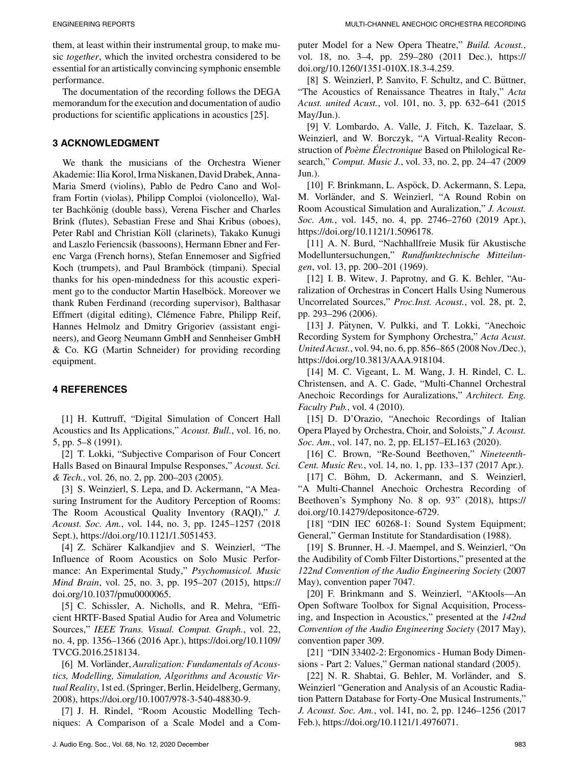them, at least within their instrumental group, to make music *together*, which the invited orchestra considered to be essential for an artistically convincing symphonic ensemble performance.

The documentation of the recording follows the DEGA memorandum for the execution and documentation of audio productions for scientific applications in acoustics [25].

## 3 ACKNOWLEDGMENT

We thank the musicians of the Orchestra Wiener Akademie: Ilia Korol, Irma Niskanen, David Drabek, Anna-Maria Smerd (violins), Pablo de Pedro Cano and Wolfram Fortin (violas), Philipp Comploi (violoncello), Walter Bachkönig (double bass), Verena Fischer and Charles Brink (flutes), Sebastian Frese and Shai Kribus (oboes), Peter Rabl and Christian Köll (clarinets), Takako Kunugi and Laszlo Feriencsik (bassoons), Hermann Ebner and Ferenc Varga (French horns), Stefan Ennemoser and Sigfried Koch (trumpets), and Paul Bramböck (timpani). Special thanks for his open-mindedness for this acoustic experiment go to the conductor Martin Haselböck. Moreover we thank Ruben Ferdinand (recording supervisor), Balthasar Effmert (digital editing), Clémence Fabre, Philipp Reif, Hannes Helmolz and Dmitry Grigoriev (assistant engineers), and Georg Neumann GmbH and Sennheiser GmbH & Co. KG (Martin Schneider) for providing recording equipment.

## 4 REFERENCES

[1] H. Kuttruff, "Digital Simulation of Concert Hall Acoustics and Its Applications," *Acoust. Bull.*, vol. 16, no. 5, pp. 5–8 (1991).

[2] T. Lokki, "Subjective Comparison of Four Concert Halls Based on Binaural Impulse Responses," *Acoust. Sci. & Tech.*, vol. 26, no. 2, pp. 200–203 (2005).

[3] S. Weinzierl, S. Lepa, and D. Ackermann, "A Measuring Instrument for the Auditory Perception of Rooms: The Room Acoustical Quality Inventory (RAQI)," *J. Acoust. Soc. Am.*, vol. 144, no. 3, pp. 1245–1257 (2018 Sept.), https://doi.org/10.1121/1.5051453.

[4] Z. Schärer Kalkandjiev and S. Weinzierl, "The Influence of Room Acoustics on Solo Music Performance: An Experimental Study," *Psychomusicol. Music Mind Brain*, vol. 25, no. 3, pp. 195–207 (2015), https://doi.org/10.1037/pmu0000065.

[5] C. Schissler, A. Nicholls, and R. Mehra, "Efficient HRTF-Based Spatial Audio for Area and Volumetric Sources," *IEEE Trans. Visual. Comput. Graph.*, vol. 22, no. 4, pp. 1356–1366 (2016 Apr.), https://doi.org/10.1109/TVCG.2016.2518134.

[6] M. Vorländer, *Auralization: Fundamentals of Acoustics, Modelling, Simulation, Algorithms and Acoustic Virtual Reality*, 1st ed. (Springer, Berlin, Heidelberg, Germany, 2008), https://doi.org/10.1007/978-3-540-48830-9.

[7] J. H. Rindel, "Room Acoustic Modelling Techniques: A Comparison of a Scale Model and a Computer Model for a New Opera Theatre," *Build. Acoust.*, vol. 18, no. 3–4, pp. 259–280 (2011 Dec.), https://doi.org/10.1260/1351-010X.18.3-4.259.

[8] S. Weinzierl, P. Sanvito, F. Schultz, and C. Büttner, "The Acoustics of Renaissance Theatres in Italy," *Acta Acust. united Acust.*, vol. 101, no. 3, pp. 632–641 (2015 May/Jun.).

[9] V. Lombardo, A. Valle, J. Fitch, K. Tazelaar, S. Weinzierl, and W. Borczyk, "A Virtual-Reality Reconstruction of *Poème Électronique* Based on Philological Research," *Comput. Music J.*, vol. 33, no. 2, pp. 24–47 (2009 Jun.).

[10] F. Brinkmann, L. Aspöck, D. Ackermann, S. Lepa, M. Vorländer, and S. Weinzierl, "A Round Robin on Room Acoustical Simulation and Auralization," *J. Acoust. Soc. Am.*, vol. 145, no. 4, pp. 2746–2760 (2019 Apr.), https://doi.org/10.1121/1.5096178.

[11] A. N. Burd, "Nachhallfreie Musik für Akustische Modelluntersuchungen," *Rundfunktechnische Mitteilungen*, vol. 13, pp. 200–201 (1969).

[12] I. B. Witew, J. Paprotny, and G. K. Behler, "Auralization of Orchestras in Concert Halls Using Numerous Uncorrelated Sources," *Proc.Inst. Acoust.*, vol. 28, pt. 2, pp. 293–296 (2006).

[13] J. Pätynen, V. Pulkki, and T. Lokki, "Anechoic Recording System for Symphony Orchestra," *Acta Acust. United Acust.*, vol. 94, no. 6, pp. 856–865 (2008 Nov./Dec.), https://doi.org/10.3813/AAA.918104.

[14] M. C. Vigeant, L. M. Wang, J. H. Rindel, C. L. Christensen, and A. C. Gade, "Multi-Channel Orchestral Anechoic Recordings for Auralizations," *Architect. Eng. Faculty Pub.*, vol. 4 (2010).

[15] D. D'Orazio, "Anechoic Recordings of Italian Opera Played by Orchestra, Choir, and Soloists," *J. Acoust. Soc. Am.*, vol. 147, no. 2, pp. EL157–EL163 (2020).

[16] C. Brown, "Re-Sound Beethoven," *Nineteenth-Cent. Music Rev.*, vol. 14, no. 1, pp. 133–137 (2017 Apr.).

[17] C. Böhm, D. Ackermann, and S. Weinzierl, "A Multi-Channel Anechoic Orchestra Recording of Beethoven's Symphony No. 8 op. 93" (2018), https://doi.org/10.14279/depositonce-6729.

[18] "DIN IEC 60268-1: Sound System Equipment; General," German Institute for Standardisation (1988).

[19] S. Brunner, H. -J. Maempel, and S. Weinzierl, "On the Audibility of Comb Filter Distortions," presented at the *122nd Convention of the Audio Engineering Society* (2007 May), convention paper 7047.

[20] F. Brinkmann and S. Weinzierl, "AKtools—An Open Software Toolbox for Signal Acquisition, Processing, and Inspection in Acoustics," presented at the *142nd Convention of the Audio Engineering Society* (2017 May), convention paper 309.

[21] "DIN 33402-2: Ergonomics - Human Body Dimensions - Part 2: Values," German national standard (2005).

[22] N. R. Shabtai, G. Behler, M. Vorländer, and S. Weinzierl "Generation and Analysis of an Acoustic Radiation Pattern Database for Forty-One Musical Instruments," *J. Acoust. Soc. Am.*, vol. 141, no. 2, pp. 1246–1256 (2017 Feb.), https://doi.org/10.1121/1.4976071.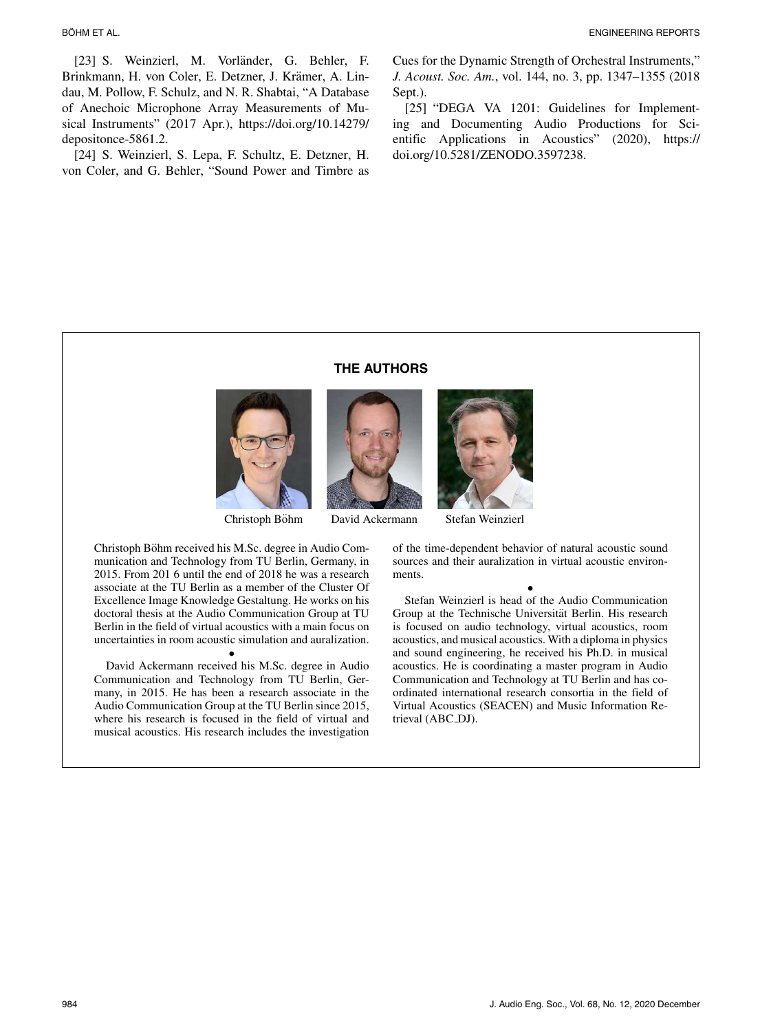[23] S. Weinzierl, M. Vorländer, G. Behler, F. Brinkmann, H. von Coler, E. Detzner, J. Krämer, A. Lindau, M. Pollow, F. Schulz, and N. R. Shabtai, "A Database of Anechoic Microphone Array Measurements of Musical Instruments" (2017 Apr.), https://doi.org/10.14279/depositonce-5861.2.

[24] S. Weinzierl, S. Lepa, F. Schultz, E. Detzner, H. von Coler, and G. Behler, "Sound Power and Timbre as Cues for the Dynamic Strength of Orchestral Instruments," *J. Acoust. Soc. Am.*, vol. 144, no. 3, pp. 1347–1355 (2018 Sept.).

[25] "DEGA VA 1201: Guidelines for Implementing and Documenting Audio Productions for Scientific Applications in Acoustics" (2020), https://doi.org/10.5281/ZENODO.3597238.

## THE AUTHORS

Christoph Böhm    David Ackermann    Stefan Weinzierl

Christoph Böhm received his M.Sc. degree in Audio Communication and Technology from TU Berlin, Germany, in 2015. From 201 6 until the end of 2018 he was a research associate at the TU Berlin as a member of the Cluster Of Excellence Image Knowledge Gestaltung. He works on his doctoral thesis at the Audio Communication Group at TU Berlin in the field of virtual acoustics with a main focus on uncertainties in room acoustic simulation and auralization.

•

David Ackermann received his M.Sc. degree in Audio Communication and Technology from TU Berlin, Germany, in 2015. He has been a research associate in the Audio Communication Group at the TU Berlin since 2015, where his research is focused in the field of virtual and musical acoustics. His research includes the investigation of the time-dependent behavior of natural acoustic sound sources and their auralization in virtual acoustic environments.

•

Stefan Weinzierl is head of the Audio Communication Group at the Technische Universität Berlin. His research is focused on audio technology, virtual acoustics, room acoustics, and musical acoustics. With a diploma in physics and sound engineering, he received his Ph.D. in musical acoustics. He is coordinating a master program in Audio Communication and Technology at TU Berlin and has coordinated international research consortia in the field of Virtual Acoustics (SEACEN) and Music Information Retrieval (ABC_DJ).